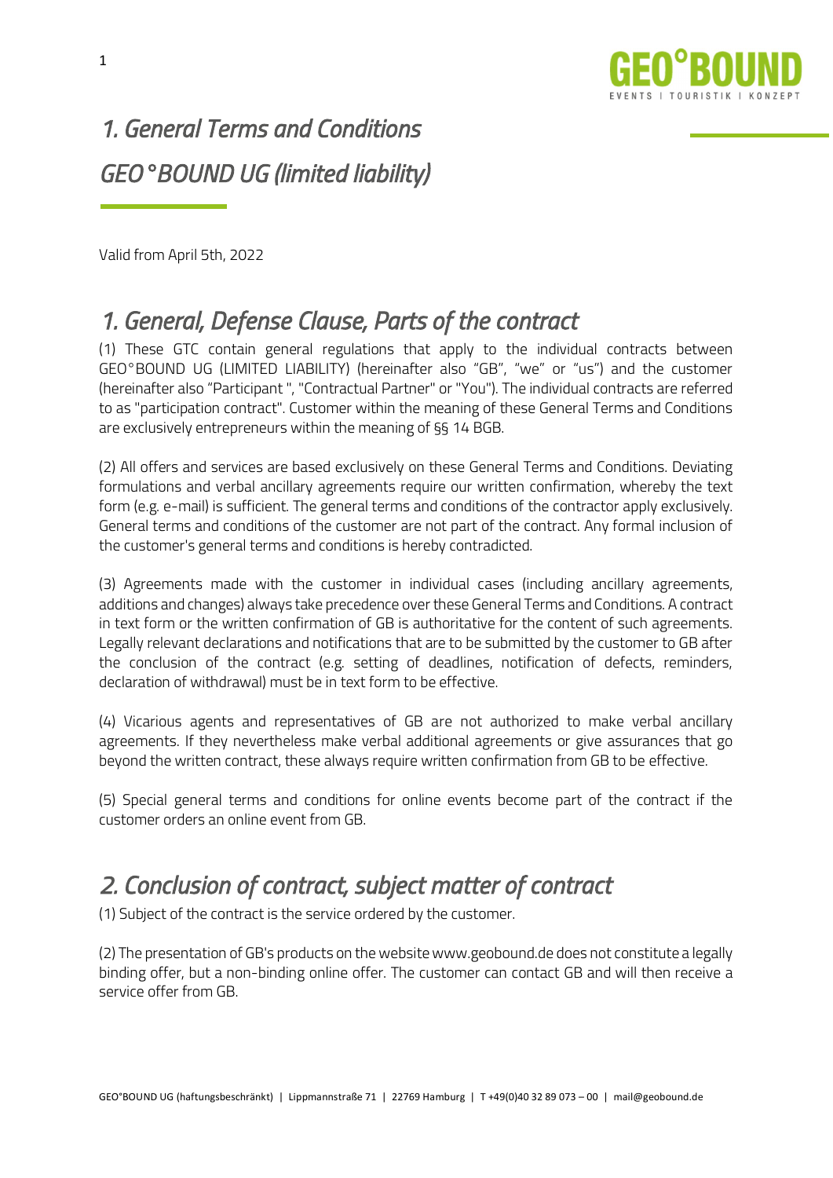# 1. General Terms and Conditions

# GEO°BOUND UG (limited liability)

Valid from April 5th, 2022

## 1. General, Defense Clause, Parts of the contract

(1) These GTC contain general regulations that apply to the individual contracts between GEO°BOUND UG (LIMITED LIABILITY) (hereinafter also "GB", "we" or "us") and the customer (hereinafter also "Participant ", "Contractual Partner" or "You"). The individual contracts are referred to as "participation contract". Customer within the meaning of these General Terms and Conditions are exclusively entrepreneurs within the meaning of §§ 14 BGB.

(2) All offers and services are based exclusively on these General Terms and Conditions. Deviating formulations and verbal ancillary agreements require our written confirmation, whereby the text form (e.g. e-mail) is sufficient. The general terms and conditions of the contractor apply exclusively. General terms and conditions of the customer are not part of the contract. Any formal inclusion of the customer's general terms and conditions is hereby contradicted.

(3) Agreements made with the customer in individual cases (including ancillary agreements, additions and changes) always take precedence over these General Terms and Conditions. A contract in text form or the written confirmation of GB is authoritative for the content of such agreements. Legally relevant declarations and notifications that are to be submitted by the customer to GB after the conclusion of the contract (e.g. setting of deadlines, notification of defects, reminders, declaration of withdrawal) must be in text form to be effective.

(4) Vicarious agents and representatives of GB are not authorized to make verbal ancillary agreements. If they nevertheless make verbal additional agreements or give assurances that go beyond the written contract, these always require written confirmation from GB to be effective.

(5) Special general terms and conditions for online events become part of the contract if the customer orders an online event from GB.

## 2. Conclusion of contract, subject matter of contract

(1) Subject of the contract is the service ordered by the customer.

(2) The presentation of GB's products on the website www.geobound.de does not constitute a legally binding offer, but a non-binding online offer. The customer can contact GB and will then receive a service offer from GB.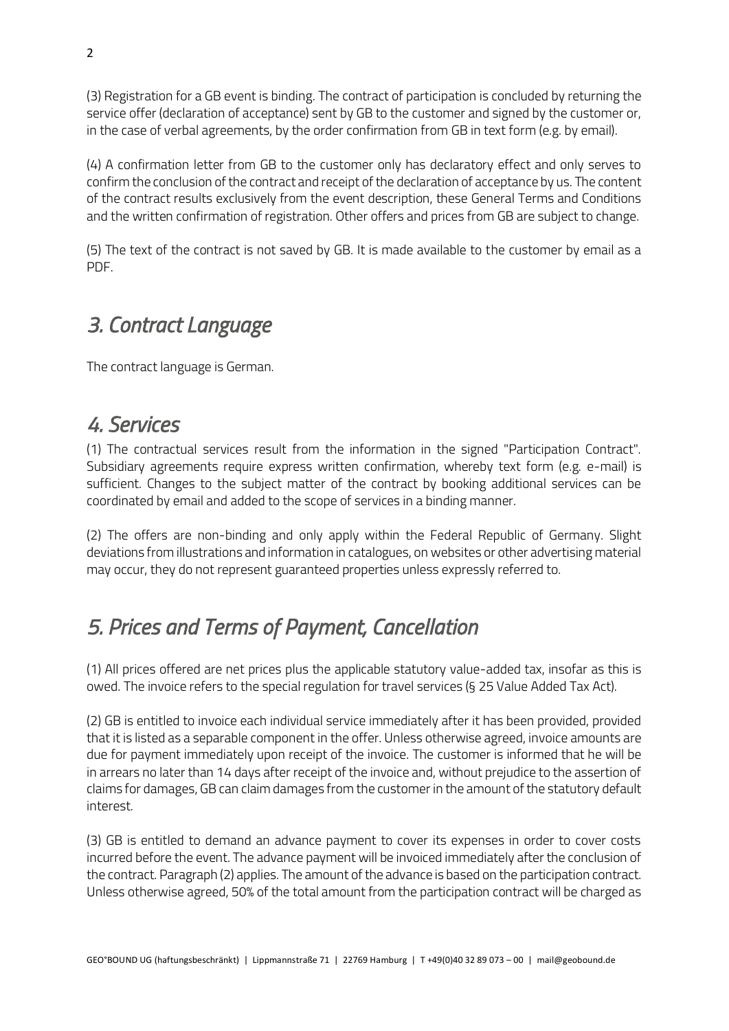(3) Registration for a GB event is binding. The contract of participation is concluded by returning the service offer (declaration of acceptance) sent by GB to the customer and signed by the customer or, in the case of verbal agreements, by the order confirmation from GB in text form (e.g. by email).

(4) A confirmation letter from GB to the customer only has declaratory effect and only serves to confirm the conclusion of the contract and receipt of the declaration of acceptance by us. The content of the contract results exclusively from the event description, these General Terms and Conditions and the written confirmation of registration. Other offers and prices from GB are subject to change.

(5) The text of the contract is not saved by GB. It is made available to the customer by email as a PDF.

## *3. Contract Language*

The contract language is German.

## *4. Services*

(1) The contractual services result from the information in the signed "Participation Contract". Subsidiary agreements require express written confirmation, whereby text form (e.g. e-mail) is sufficient. Changes to the subject matter of the contract by booking additional services can be coordinated by email and added to the scope of services in a binding manner.

(2) The offers are non-binding and only apply within the Federal Republic of Germany. Slight deviations from illustrations and information in catalogues, on websites or other advertising material may occur, they do not represent guaranteed properties unless expressly referred to.

## *5. Prices and Terms of Payment, Cancellation*

(1) All prices offered are net prices plus the applicable statutory value-added tax, insofar as this is owed. The invoice refers to the special regulation for travel services (§ 25 Value Added Tax Act).

(2) GB is entitled to invoice each individual service immediately after it has been provided, provided that it is listed as a separable component in the offer. Unless otherwise agreed, invoice amounts are due for payment immediately upon receipt of the invoice. The customer is informed that he will be in arrears no later than 14 days after receipt of the invoice and, without prejudice to the assertion of claims for damages, GB can claim damages from the customer in the amount of the statutory default interest.

(3) GB is entitled to demand an advance payment to cover its expenses in order to cover costs incurred before the event. The advance payment will be invoiced immediately after the conclusion of the contract. Paragraph (2) applies. The amount of the advance is based on the participation contract. Unless otherwise agreed, 50% of the total amount from the participation contract will be charged as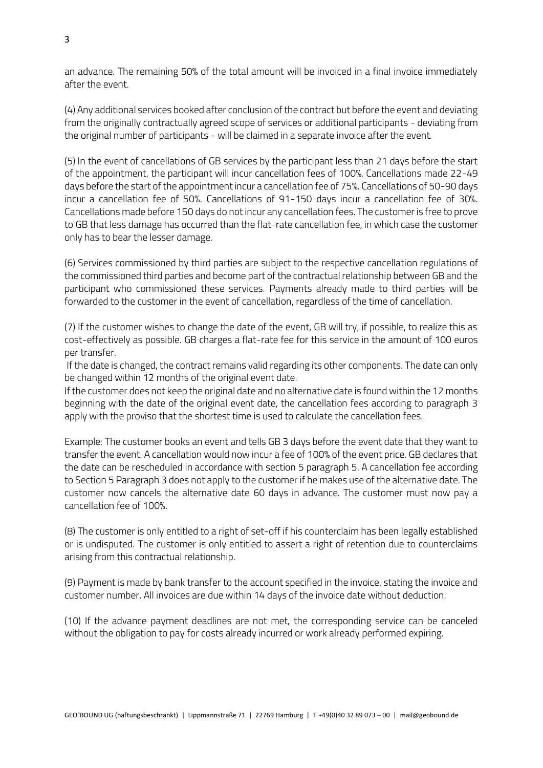an advance. The remaining 50% of the total amount will be invoiced in a final invoice immediately after the event.

(4) Any additional services booked after conclusion of the contract but before the event and deviating from the originally contractually agreed scope of services or additional participants - deviating from the original number of participants - will be claimed in a separate invoice after the event.

(5) In the event of cancellations of GB services by the participant less than 21 days before the start of the appointment, the participant will incur cancellation fees of 100%. Cancellations made 22-49 days before the start of the appointment incur a cancellation fee of 75%. Cancellations of 50-90 days incur a cancellation fee of 50%. Cancellations of 91-150 days incur a cancellation fee of 30%. Cancellations made before 150 days do not incur any cancellation fees. The customer is free to prove to GB that less damage has occurred than the flat-rate cancellation fee, in which case the customer only has to bear the lesser damage.

(6) Services commissioned by third parties are subject to the respective cancellation regulations of the commissioned third parties and become part of the contractual relationship between GB and the participant who commissioned these services. Payments already made to third parties will be forwarded to the customer in the event of cancellation, regardless of the time of cancellation.

(7) If the customer wishes to change the date of the event, GB will try, if possible, to realize this as cost-effectively as possible. GB charges a flat-rate fee for this service in the amount of 100 euros per transfer.

If the date is changed, the contract remains valid regarding its other components. The date can only be changed within 12 months of the original event date.

If the customer does not keep the original date and no alternative date is found within the 12 months beginning with the date of the original event date, the cancellation fees according to paragraph 3 apply with the proviso that the shortest time is used to calculate the cancellation fees.

Example: The customer books an event and tells GB 3 days before the event date that they want to transfer the event. A cancellation would now incur a fee of 100% of the event price. GB declares that the date can be rescheduled in accordance with section 5 paragraph 5. A cancellation fee according to Section 5 Paragraph 3 does not apply to the customer if he makes use of the alternative date. The customer now cancels the alternative date 60 days in advance. The customer must now pay a cancellation fee of 100%.

(8) The customer is only entitled to a right of set-off if his counterclaim has been legally established or is undisputed. The customer is only entitled to assert a right of retention due to counterclaims arising from this contractual relationship.

(9) Payment is made by bank transfer to the account specified in the invoice, stating the invoice and customer number. All invoices are due within 14 days of the invoice date without deduction.

(10) If the advance payment deadlines are not met, the corresponding service can be canceled without the obligation to pay for costs already incurred or work already performed expiring.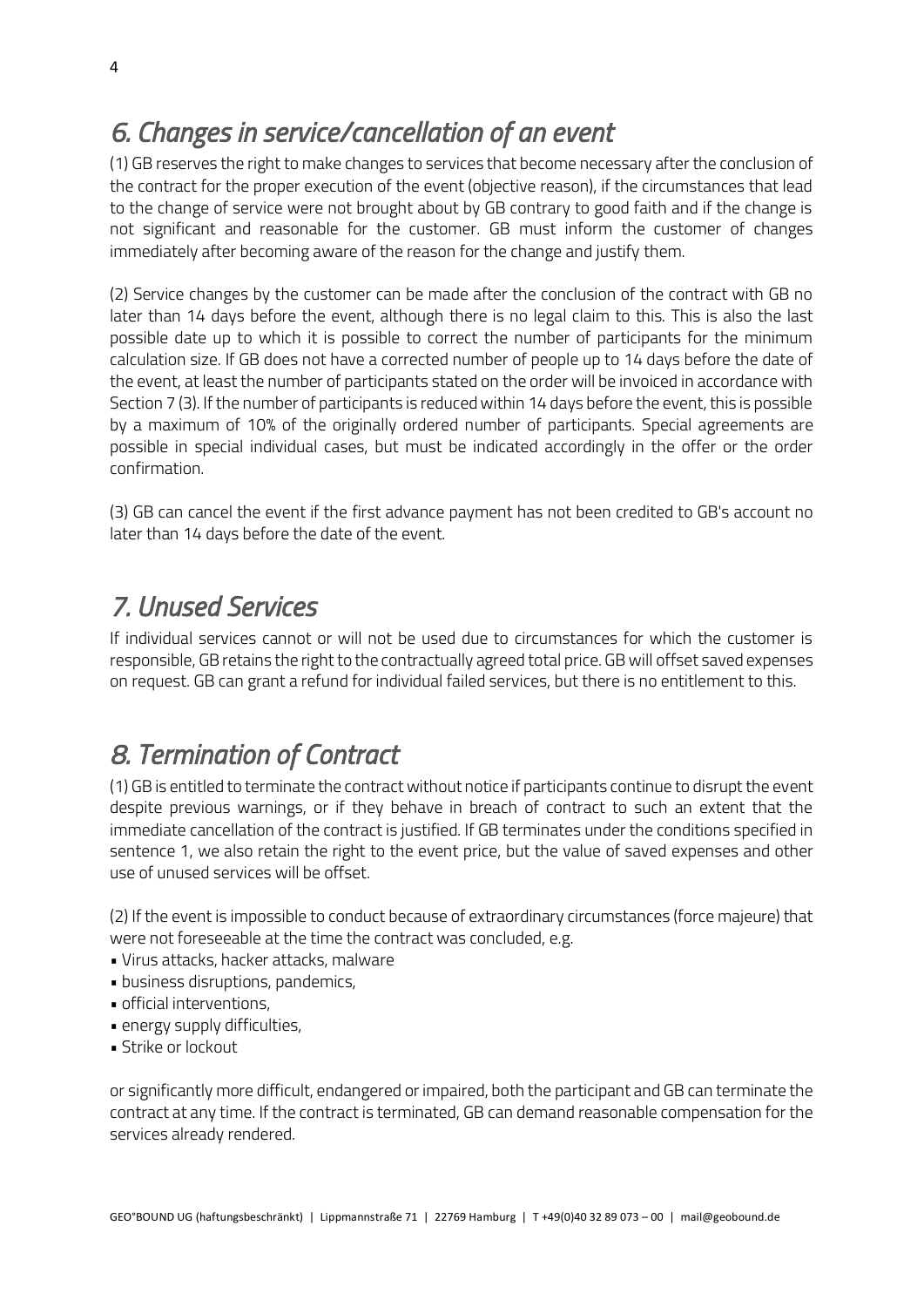## *6. Changes in service/cancellation of an event*

(1) GB reserves the right to make changes to services that become necessary after the conclusion of the contract for the proper execution of the event (objective reason), if the circumstances that lead to the change of service were not brought about by GB contrary to good faith and if the change is not significant and reasonable for the customer. GB must inform the customer of changes immediately after becoming aware of the reason for the change and justify them.

(2) Service changes by the customer can be made after the conclusion of the contract with GB no later than 14 days before the event, although there is no legal claim to this. This is also the last possible date up to which it is possible to correct the number of participants for the minimum calculation size. If GB does not have a corrected number of people up to 14 days before the date of the event, at least the number of participants stated on the order will be invoiced in accordance with Section 7 (3). If the number of participants is reduced within 14 days before the event, this is possible by a maximum of 10% of the originally ordered number of participants. Special agreements are possible in special individual cases, but must be indicated accordingly in the offer or the order confirmation.

(3) GB can cancel the event if the first advance payment has not been credited to GB's account no later than 14 days before the date of the event.

## *7. Unused Services*

If individual services cannot or will not be used due to circumstances for which the customer is responsible, GB retains the right to the contractually agreed total price. GB will offset saved expenses on request. GB can grant a refund for individual failed services, but there is no entitlement to this.

## *8. Termination of Contract*

(1) GB is entitled to terminate the contract without notice if participants continue to disrupt the event despite previous warnings, or if they behave in breach of contract to such an extent that the immediate cancellation of the contract is justified. If GB terminates under the conditions specified in sentence 1, we also retain the right to the event price, but the value of saved expenses and other use of unused services will be offset.

(2) If the event is impossible to conduct because of extraordinary circumstances (force majeure) that were not foreseeable at the time the contract was concluded, e.g.

- Virus attacks, hacker attacks, malware
- business disruptions, pandemics,
- official interventions,
- energy supply difficulties,
- Strike or lockout

or significantly more difficult, endangered or impaired, both the participant and GB can terminate the contract at any time. If the contract is terminated, GB can demand reasonable compensation for the services already rendered.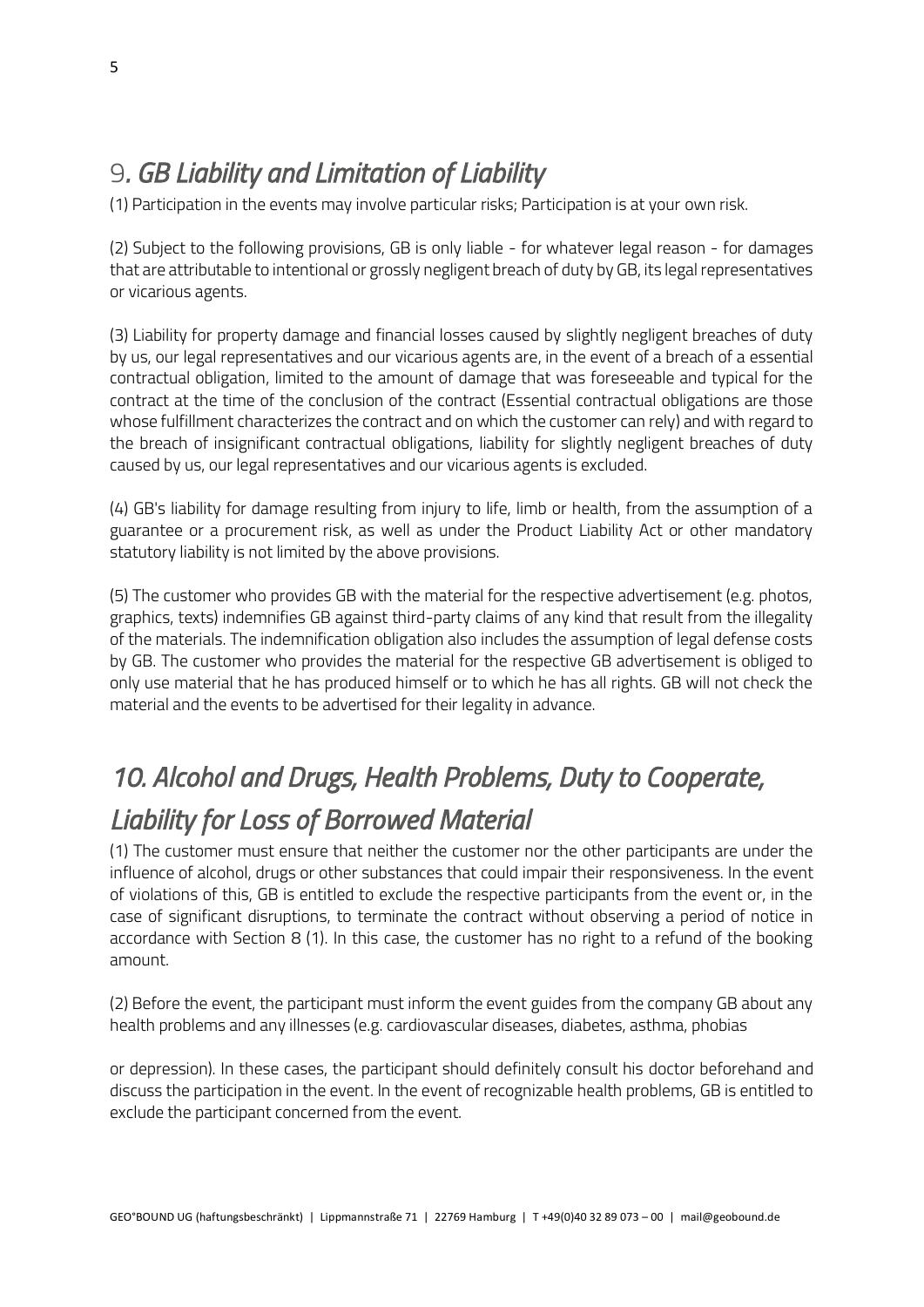## 9. *GB Liability and Limitation of Liability*

(1) Participation in the events may involve particular risks; Participation is at your own risk.

(2) Subject to the following provisions, GB is only liable - for whatever legal reason - for damages that are attributable to intentional or grossly negligent breach of duty by GB, its legal representatives or vicarious agents.

(3) Liability for property damage and financial losses caused by slightly negligent breaches of duty by us, our legal representatives and our vicarious agents are, in the event of a breach of a essential contractual obligation, limited to the amount of damage that was foreseeable and typical for the contract at the time of the conclusion of the contract (Essential contractual obligations are those whose fulfillment characterizes the contract and on which the customer can rely) and with regard to the breach of insignificant contractual obligations, liability for slightly negligent breaches of duty caused by us, our legal representatives and our vicarious agents is excluded.

(4) GB's liability for damage resulting from injury to life, limb or health, from the assumption of a guarantee or a procurement risk, as well as under the Product Liability Act or other mandatory statutory liability is not limited by the above provisions.

(5) The customer who provides GB with the material for the respective advertisement (e.g. photos, graphics, texts) indemnifies GB against third-party claims of any kind that result from the illegality of the materials. The indemnification obligation also includes the assumption of legal defense costs by GB. The customer who provides the material for the respective GB advertisement is obliged to only use material that he has produced himself or to which he has all rights. GB will not check the material and the events to be advertised for their legality in advance.

## *10. Alcohol and Drugs, Health Problems, Duty to Cooperate, Liability for Loss of Borrowed Material*

(1) The customer must ensure that neither the customer nor the other participants are under the influence of alcohol, drugs or other substances that could impair their responsiveness. In the event of violations of this, GB is entitled to exclude the respective participants from the event or, in the case of significant disruptions, to terminate the contract without observing a period of notice in accordance with Section 8 (1). In this case, the customer has no right to a refund of the booking amount.

(2) Before the event, the participant must inform the event guides from the company GB about any health problems and any illnesses (e.g. cardiovascular diseases, diabetes, asthma, phobias or depression). In these cases, the participant should definitely consult his doctor beforehand and discuss the participation in the event. In the event of recognizable health problems, GB is entitled to exclude the participant concerned from the event.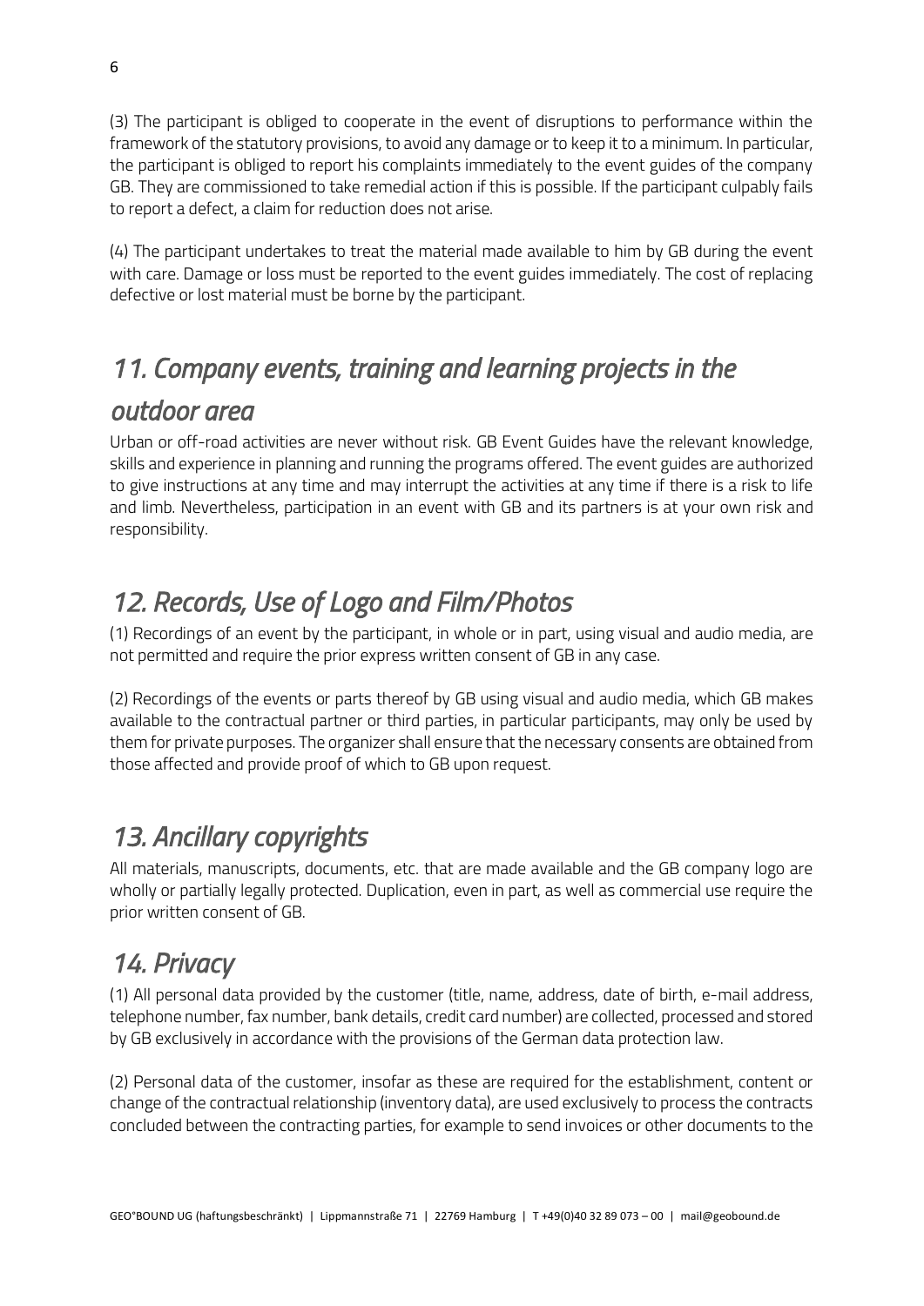(3) The participant is obliged to cooperate in the event of disruptions to performance within the framework of the statutory provisions, to avoid any damage or to keep it to a minimum. In particular, the participant is obliged to report his complaints immediately to the event guides of the company GB. They are commissioned to take remedial action if this is possible. If the participant culpably fails to report a defect, a claim for reduction does not arise.

(4) The participant undertakes to treat the material made available to him by GB during the event with care. Damage or loss must be reported to the event guides immediately. The cost of replacing defective or lost material must be borne by the participant.

## *11. Company events, training and learning projects in the outdoor area*

Urban or off-road activities are never without risk. GB Event Guides have the relevant knowledge, skills and experience in planning and running the programs offered. The event guides are authorized to give instructions at any time and may interrupt the activities at any time if there is a risk to life and limb. Nevertheless, participation in an event with GB and its partners is at your own risk and responsibility.

## *12. Records, Use of Logo and Film/Photos*

(1) Recordings of an event by the participant, in whole or in part, using visual and audio media, are not permitted and require the prior express written consent of GB in any case.

(2) Recordings of the events or parts thereof by GB using visual and audio media, which GB makes available to the contractual partner or third parties, in particular participants, may only be used by them for private purposes. The organizer shall ensure that the necessary consents are obtained from those affected and provide proof of which to GB upon request.

## *13. Ancillary copyrights*

All materials, manuscripts, documents, etc. that are made available and the GB company logo are wholly or partially legally protected. Duplication, even in part, as well as commercial use require the prior written consent of GB.

## *14. Privacy*

(1) All personal data provided by the customer (title, name, address, date of birth, e-mail address, telephone number, fax number, bank details, credit card number) are collected, processed and stored by GB exclusively in accordance with the provisions of the German data protection law.

(2) Personal data of the customer, insofar as these are required for the establishment, content or change of the contractual relationship (inventory data), are used exclusively to process the contracts concluded between the contracting parties, for example to send invoices or other documents to the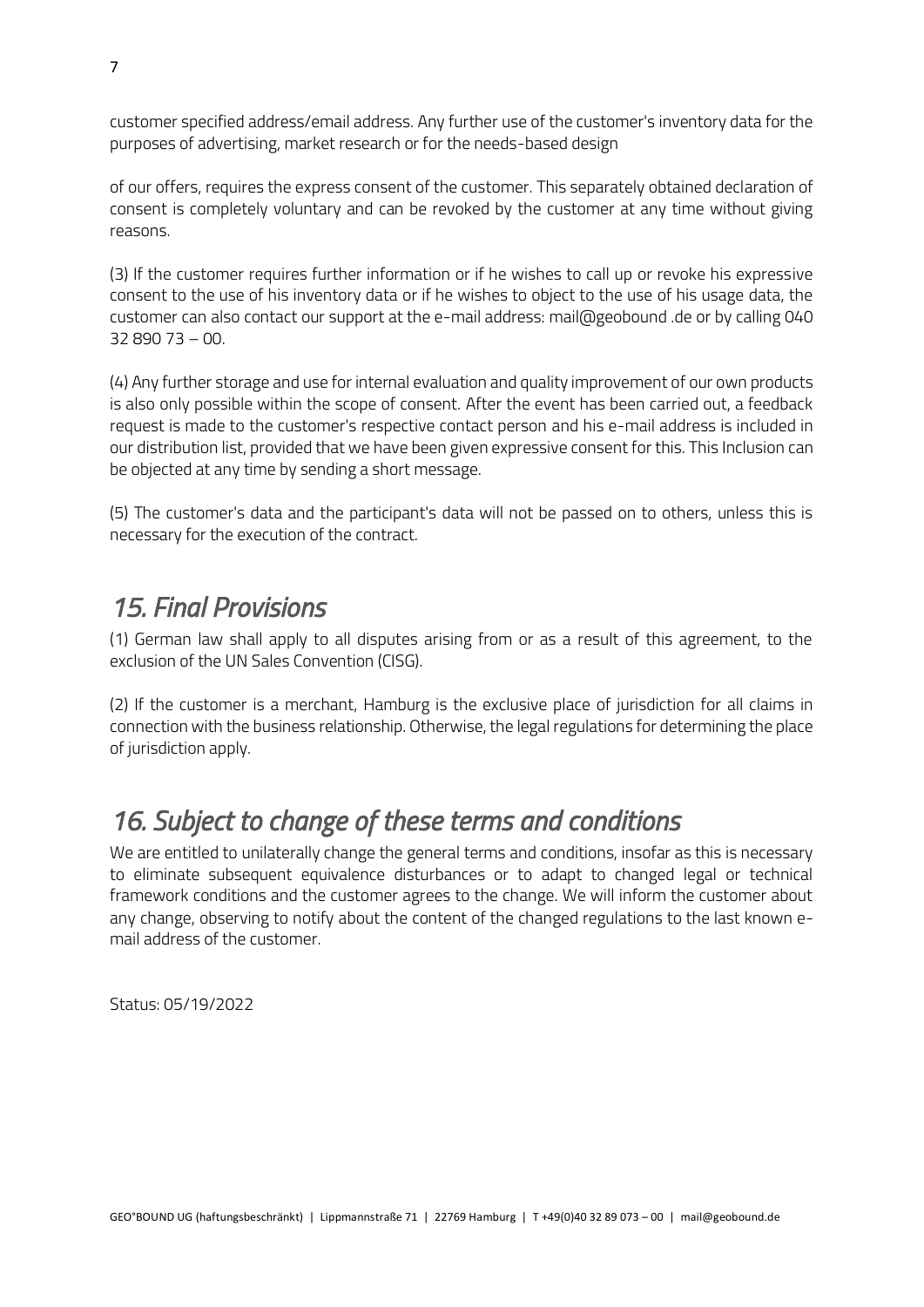customer specified address/email address. Any further use of the customer's inventory data for the purposes of advertising, market research or for the needs-based design

of our offers, requires the express consent of the customer. This separately obtained declaration of consent is completely voluntary and can be revoked by the customer at any time without giving reasons.

(3) If the customer requires further information or if he wishes to call up or revoke his expressive consent to the use of his inventory data or if he wishes to object to the use of his usage data, the customer can also contact our support at the e-mail address: mail@geobound .de or by calling 040 32 890 73 – 00.

(4) Any further storage and use for internal evaluation and quality improvement of our own products is also only possible within the scope of consent. After the event has been carried out, a feedback request is made to the customer's respective contact person and his e-mail address is included in our distribution list, provided that we have been given expressive consent for this. This Inclusion can be objected at any time by sending a short message.

(5) The customer's data and the participant's data will not be passed on to others, unless this is necessary for the execution of the contract.

## *15. Final Provisions*

(1) German law shall apply to all disputes arising from or as a result of this agreement, to the exclusion of the UN Sales Convention (CISG).

(2) If the customer is a merchant, Hamburg is the exclusive place of jurisdiction for all claims in connection with the business relationship. Otherwise, the legal regulations for determining the place of jurisdiction apply.

## *16. Subject to change of these terms and conditions*

We are entitled to unilaterally change the general terms and conditions, insofar as this is necessary to eliminate subsequent equivalence disturbances or to adapt to changed legal or technical framework conditions and the customer agrees to the change. We will inform the customer about any change, observing to notify about the content of the changed regulations to the last known e-mail address of the customer.

Status: 05/19/2022